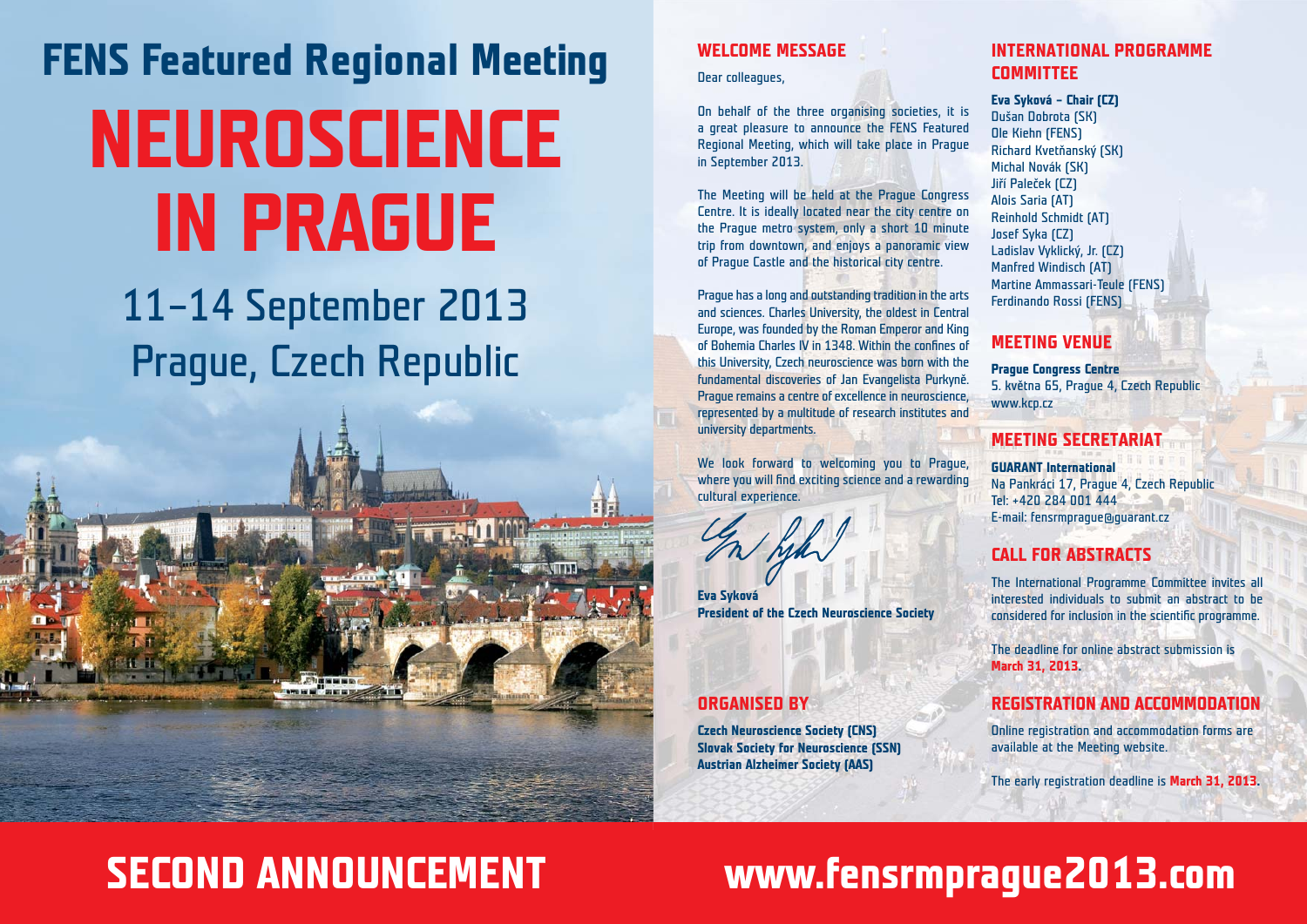# FENS Featured Regional Meeting

# NEUROSCIENCE IN PRAGUE

## 11–14 September 2013
## Prague, Czech Republic

## WELCOME MESSAGE

Dear colleagues,

On behalf of the three organising societies, it is a great pleasure to announce the FENS Featured Regional Meeting, which will take place in Prague in September 2013.

The Meeting will be held at the Prague Congress Centre. It is ideally located near the city centre on the Prague metro system, only a short 10 minute trip from downtown, and enjoys a panoramic view of Prague Castle and the historical city centre.

Prague has a long and outstanding tradition in the arts and sciences. Charles University, the oldest in Central Europe, was founded by the Roman Emperor and King of Bohemia Charles IV in 1348. Within the confines of this University, Czech neuroscience was born with the fundamental discoveries of Jan Evangelista Purkyně. Prague remains a centre of excellence in neuroscience, represented by a multitude of research institutes and university departments.

We look forward to welcoming you to Prague, where you will find exciting science and a rewarding cultural experience.

**Eva Syková**
**President of the Czech Neuroscience Society**

## ORGANISED BY

**Czech Neuroscience Society (CNS)**
**Slovak Society for Neuroscience (SSN)**
**Austrian Alzheimer Society (AAS)**

## INTERNATIONAL PROGRAMME COMMITTEE

**Eva Syková – Chair (CZ)**
Dušan Dobrota (SK)
Ole Kiehn (FENS)
Richard Kvetňanský (SK)
Michal Novák (SK)
Jiří Paleček (CZ)
Alois Saria (AT)
Reinhold Schmidt (AT)
Josef Syka (CZ)
Ladislav Vyklický, Jr. (CZ)
Manfred Windisch (AT)
Martine Ammassari-Teule (FENS)
Ferdinando Rossi (FENS)

## MEETING VENUE

**Prague Congress Centre**
5. května 65, Prague 4, Czech Republic
www.kcp.cz

## MEETING SECRETARIAT

**GUARANT International**
Na Pankráci 17, Prague 4, Czech Republic
Tel: +420 284 001 444
E-mail: fensrmprague@guarant.cz

## CALL FOR ABSTRACTS

The International Programme Committee invites all interested individuals to submit an abstract to be considered for inclusion in the scientific programme.

The deadline for online abstract submission is **March 31, 2013.**

## REGISTRATION AND ACCOMMODATION

Online registration and accommodation forms are available at the Meeting website.

The early registration deadline is **March 31, 2013.**

# SECOND ANNOUNCEMENT

# www.fensrmprague2013.com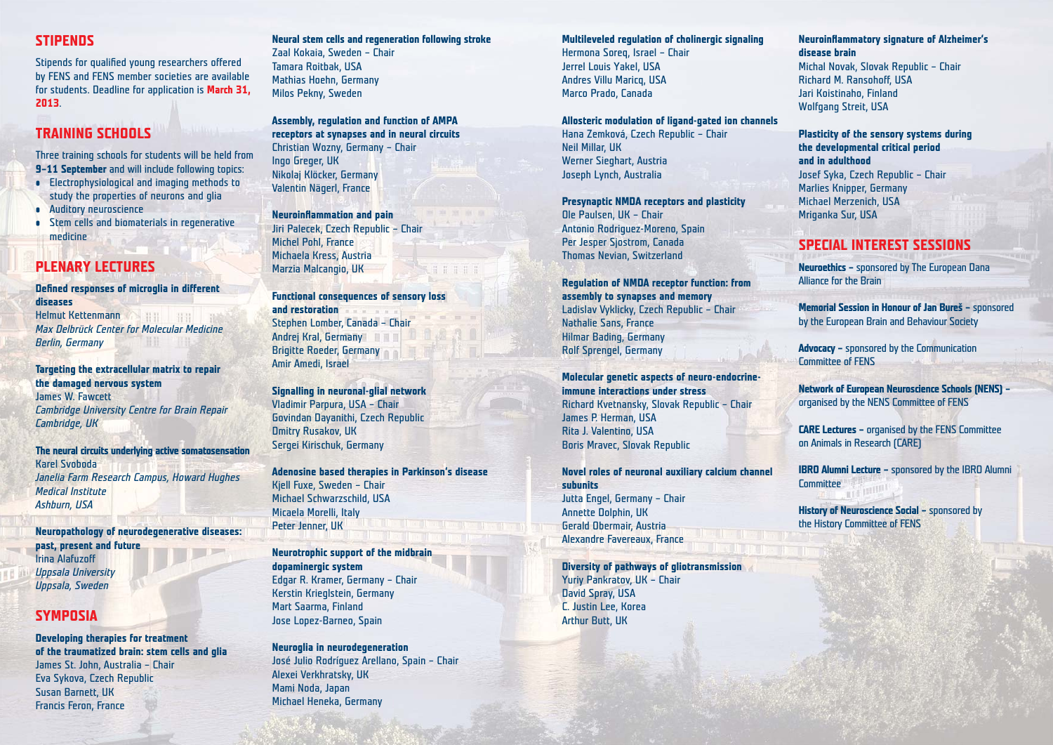## STIPENDS

Stipends for qualified young researchers offered by FENS and FENS member societies are available for students. Deadline for application is **March 31, 2013**.

## TRAINING SCHOOLS

Three training schools for students will be held from **9–11 September** and will include following topics:

- Electrophysiological and imaging methods to study the properties of neurons and glia
- Auditory neuroscience
- Stem cells and biomaterials in regenerative medicine

## PLENARY LECTURES

**Defined responses of microglia in different diseases**
Helmut Kettenmann
*Max Delbrück Center for Molecular Medicine*
*Berlin, Germany*

**Targeting the extracellular matrix to repair the damaged nervous system**
James W. Fawcett
*Cambridge University Centre for Brain Repair*
*Cambridge, UK*

**The neural circuits underlying active somatosensation**
Karel Svoboda
*Janelia Farm Research Campus, Howard Hughes Medical Institute*
*Ashburn, USA*

**Neuropathology of neurodegenerative diseases: past, present and future**
Irina Alafuzoff
*Uppsala University*
*Uppsala, Sweden*

## SYMPOSIA

**Developing therapies for treatment of the traumatized brain: stem cells and glia**
James St. John, Australia – Chair
Eva Sykova, Czech Republic
Susan Barnett, UK
Francis Feron, France

**Neural stem cells and regeneration following stroke**
Zaal Kokaia, Sweden – Chair
Tamara Roitbak, USA
Mathias Hoehn, Germany
Milos Pekny, Sweden

**Assembly, regulation and function of AMPA receptors at synapses and in neural circuits**
Christian Wozny, Germany – Chair
Ingo Greger, UK
Nikolaj Klöcker, Germany
Valentin Nägerl, France

**Neuroinflammation and pain**
Jiri Palecek, Czech Republic – Chair
Michel Pohl, France
Michaela Kress, Austria
Marzia Malcangio, UK

**Functional consequences of sensory loss and restoration**
Stephen Lomber, Canada – Chair
Andrej Kral, Germany
Brigitte Roeder, Germany
Amir Amedi, Israel

**Signalling in neuronal-glial network**
Vladimir Parpura, USA – Chair
Govindan Dayanithi, Czech Republic
Dmitry Rusakov, UK
Sergei Kirischuk, Germany

**Adenosine based therapies in Parkinson's disease**
Kjell Fuxe, Sweden – Chair
Michael Schwarzschild, USA
Micaela Morelli, Italy
Peter Jenner, UK

**Neurotrophic support of the midbrain dopaminergic system**
Edgar R. Kramer, Germany – Chair
Kerstin Krieglstein, Germany
Mart Saarma, Finland
Jose Lopez-Barneo, Spain

**Neuroglia in neurodegeneration**
José Julio Rodríguez Arellano, Spain – Chair
Alexei Verkhratsky, UK
Mami Noda, Japan
Michael Heneka, Germany

**Multileveled regulation of cholinergic signaling**
Hermona Soreq, Israel – Chair
Jerrel Louis Yakel, USA
Andres Villu Maricq, USA
Marco Prado, Canada

**Allosteric modulation of ligand-gated ion channels**
Hana Zemková, Czech Republic – Chair
Neil Millar, UK
Werner Sieghart, Austria
Joseph Lynch, Australia

**Presynaptic NMDA receptors and plasticity**
Ole Paulsen, UK – Chair
Antonio Rodriguez-Moreno, Spain
Per Jesper Sjostrom, Canada
Thomas Nevian, Switzerland

**Regulation of NMDA receptor function: from assembly to synapses and memory**
Ladislav Vyklicky, Czech Republic – Chair
Nathalie Sans, France
Hilmar Bading, Germany
Rolf Sprengel, Germany

**Molecular genetic aspects of neuro-endocrine-immune interactions under stress**
Richard Kvetnansky, Slovak Republic – Chair
James P. Herman, USA
Rita J. Valentino, USA
Boris Mravec, Slovak Republic

**Novel roles of neuronal auxiliary calcium channel subunits**
Jutta Engel, Germany – Chair
Annette Dolphin, UK
Gerald Obermair, Austria
Alexandre Favereaux, France

**Diversity of pathways of gliotransmission**
Yuriy Pankratov, UK – Chair
David Spray, USA
C. Justin Lee, Korea
Arthur Butt, UK

**Neuroinflammatory signature of Alzheimer's disease brain**
Michal Novak, Slovak Republic – Chair
Richard M. Ransohoff, USA
Jari Koistinaho, Finland
Wolfgang Streit, USA

**Plasticity of the sensory systems during the developmental critical period and in adulthood**
Josef Syka, Czech Republic – Chair
Marlies Knipper, Germany
Michael Merzenich, USA
Mriganka Sur, USA

## SPECIAL INTEREST SESSIONS

**Neuroethics –** sponsored by The European Dana Alliance for the Brain

**Memorial Session in Honour of Jan Bureš –** sponsored by the European Brain and Behaviour Society

**Advocacy –** sponsored by the Communication Committee of FENS

**Network of European Neuroscience Schools (NENS) –** organised by the NENS Committee of FENS

**CARE Lectures –** organised by the FENS Committee on Animals in Research (CARE)

**IBRO Alumni Lecture –** sponsored by the IBRO Alumni Committee

**History of Neuroscience Social –** sponsored by the History Committee of FENS